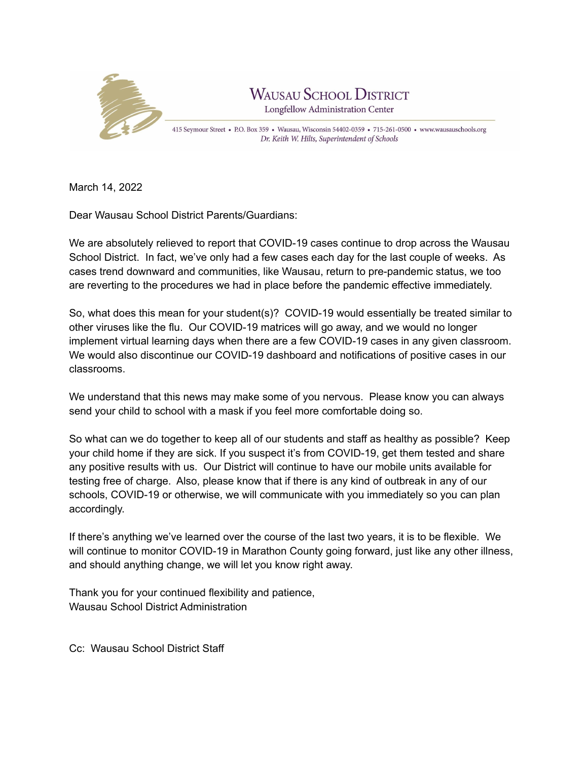# Wausau School District

Longfellow Administration Center

415 Seymour Street • P.O. Box 359 • Wausau, Wisconsin 54402-0359 • 715-261-0500 • www.wausauschools.org

*Dr. Keith W. Hilts, Superintendent of Schools*

March 14, 2022

Dear Wausau School District Parents/Guardians:

We are absolutely relieved to report that COVID-19 cases continue to drop across the Wausau School District. In fact, we've only had a few cases each day for the last couple of weeks. As cases trend downward and communities, like Wausau, return to pre-pandemic status, we too are reverting to the procedures we had in place before the pandemic effective immediately.

So, what does this mean for your student(s)? COVID-19 would essentially be treated similar to other viruses like the flu. Our COVID-19 matrices will go away, and we would no longer implement virtual learning days when there are a few COVID-19 cases in any given classroom. We would also discontinue our COVID-19 dashboard and notifications of positive cases in our classrooms.

We understand that this news may make some of you nervous. Please know you can always send your child to school with a mask if you feel more comfortable doing so.

So what can we do together to keep all of our students and staff as healthy as possible? Keep your child home if they are sick. If you suspect it's from COVID-19, get them tested and share any positive results with us. Our District will continue to have our mobile units available for testing free of charge. Also, please know that if there is any kind of outbreak in any of our schools, COVID-19 or otherwise, we will communicate with you immediately so you can plan accordingly.

If there's anything we've learned over the course of the last two years, it is to be flexible. We will continue to monitor COVID-19 in Marathon County going forward, just like any other illness, and should anything change, we will let you know right away.

Thank you for your continued flexibility and patience,
Wausau School District Administration

Cc: Wausau School District Staff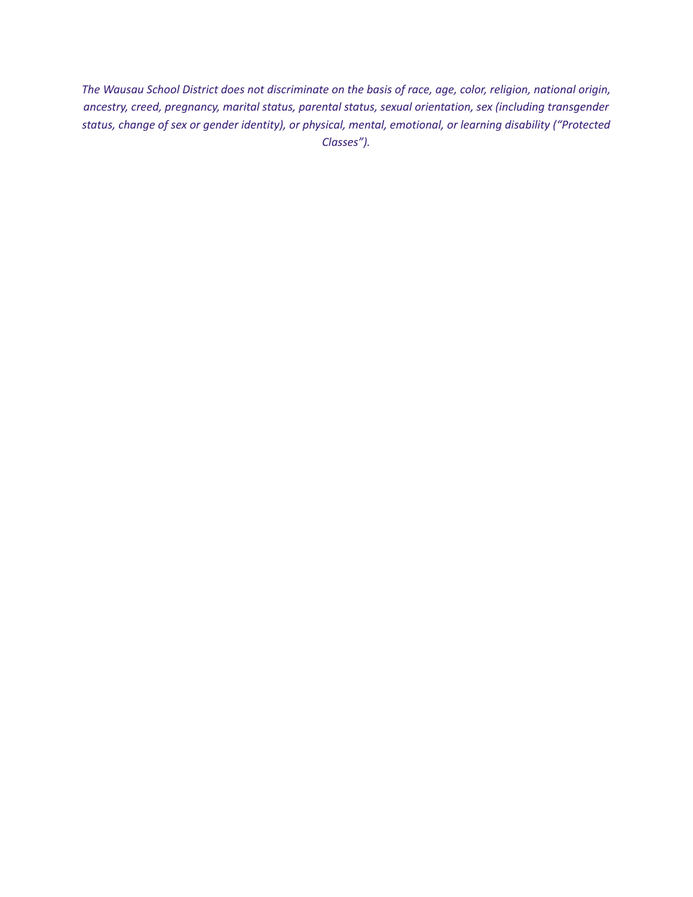*The Wausau School District does not discriminate on the basis of race, age, color, religion, national origin, ancestry, creed, pregnancy, marital status, parental status, sexual orientation, sex (including transgender status, change of sex or gender identity), or physical, mental, emotional, or learning disability ("Protected Classes").*